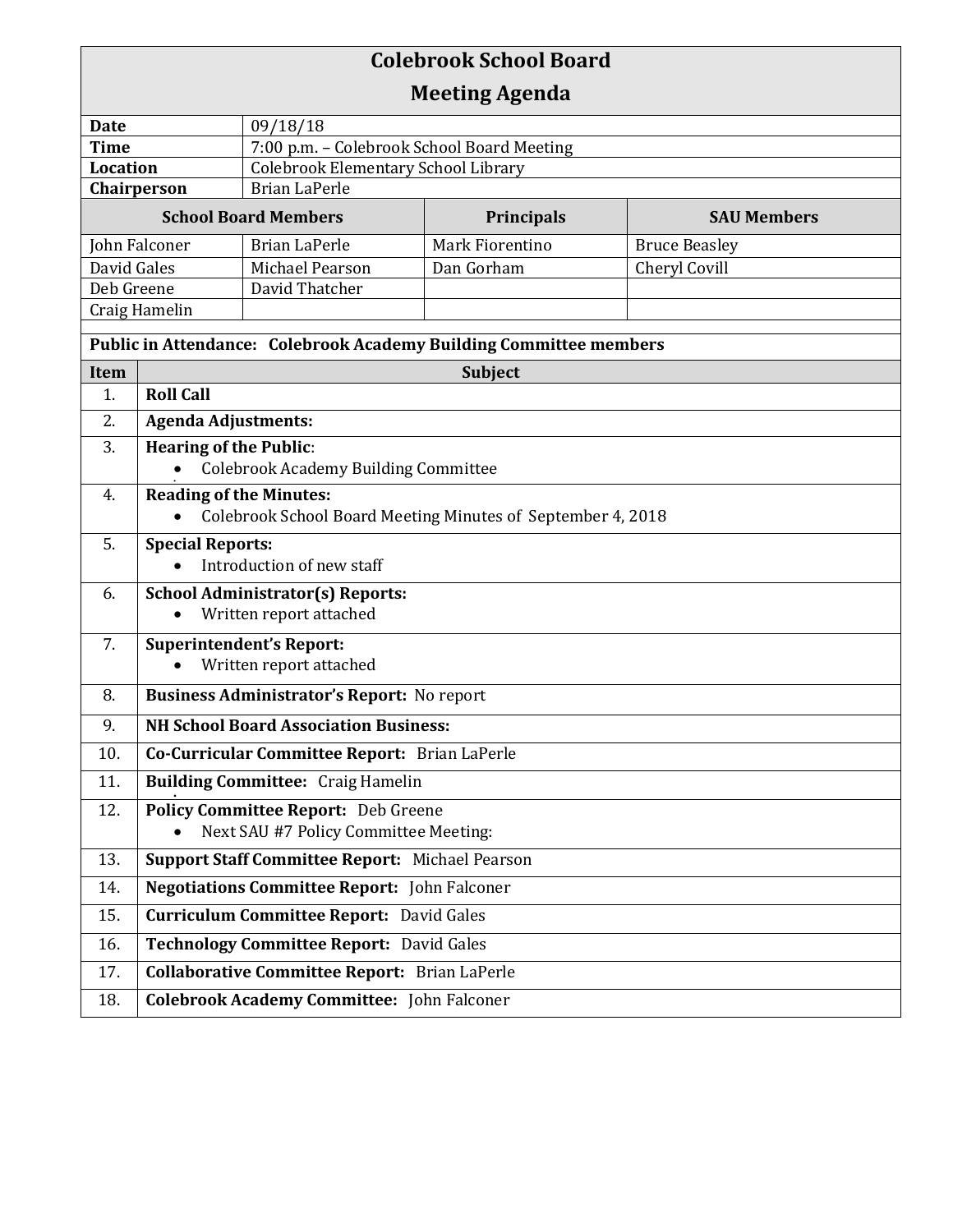# Colebrook School Board

## Meeting Agenda

| | |
|---|---|
| **Date** | 09/18/18 |
| **Time** | 7:00 p.m. – Colebrook School Board Meeting |
| **Location** | Colebrook Elementary School Library |
| **Chairperson** | Brian LaPerle |

| **School Board Members** | | **Principals** | **SAU Members** |
|---|---|---|---|
| John Falconer | Brian LaPerle | Mark Fiorentino | Bruce Beasley |
| David Gales | Michael Pearson | Dan Gorham | Cheryl Covill |
| Deb Greene | David Thatcher | | |
| Craig Hamelin | | | |

**Public in Attendance: Colebrook Academy Building Committee members**

| Item | Subject |
|---|---|
| 1. | **Roll Call** |
| 2. | **Agenda Adjustments:** |
| 3. | **Hearing of the Public**: <br>• Colebrook Academy Building Committee |
| 4. | **Reading of the Minutes:** <br>• Colebrook School Board Meeting Minutes of September 4, 2018 |
| 5. | **Special Reports:** <br>• Introduction of new staff |
| 6. | **School Administrator(s) Reports:** <br>• Written report attached |
| 7. | **Superintendent's Report:** <br>• Written report attached |
| 8. | **Business Administrator's Report:** No report |
| 9. | **NH School Board Association Business:** |
| 10. | **Co-Curricular Committee Report:** Brian LaPerle |
| 11. | **Building Committee:** Craig Hamelin |
| 12. | **Policy Committee Report:** Deb Greene <br>• Next SAU #7 Policy Committee Meeting: |
| 13. | **Support Staff Committee Report:** Michael Pearson |
| 14. | **Negotiations Committee Report:** John Falconer |
| 15. | **Curriculum Committee Report:** David Gales |
| 16. | **Technology Committee Report:** David Gales |
| 17. | **Collaborative Committee Report:** Brian LaPerle |
| 18. | **Colebrook Academy Committee:** John Falconer |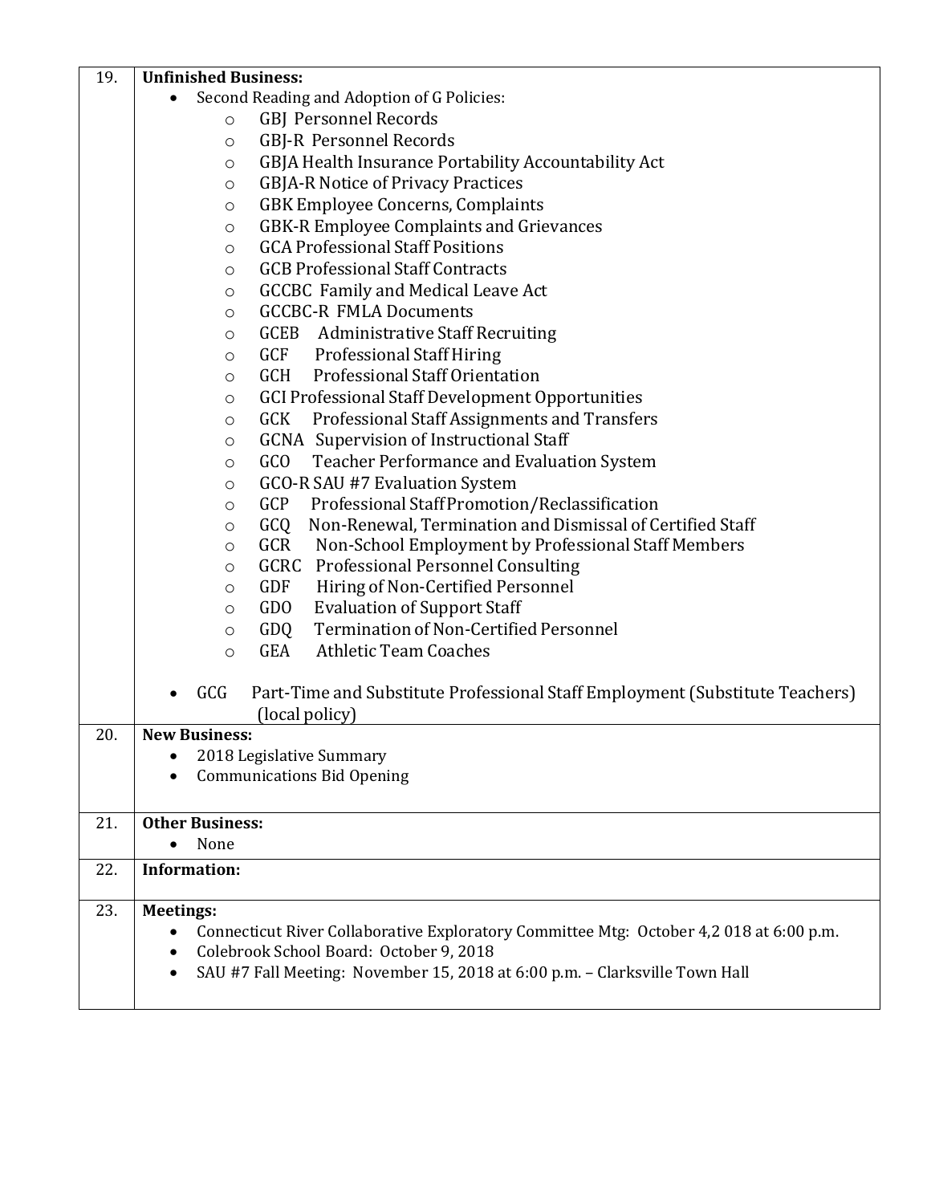| | |
|---|---|
| 19. | **Unfinished Business:**<br>• Second Reading and Adoption of G Policies:<br>  ○ GBJ Personnel Records<br>  ○ GBJ-R Personnel Records<br>  ○ GBJA Health Insurance Portability Accountability Act<br>  ○ GBJA-R Notice of Privacy Practices<br>  ○ GBK Employee Concerns, Complaints<br>  ○ GBK-R Employee Complaints and Grievances<br>  ○ GCA Professional Staff Positions<br>  ○ GCB Professional Staff Contracts<br>  ○ GCCBC Family and Medical Leave Act<br>  ○ GCCBC-R FMLA Documents<br>  ○ GCEB Administrative Staff Recruiting<br>  ○ GCF Professional Staff Hiring<br>  ○ GCH Professional Staff Orientation<br>  ○ GCI Professional Staff Development Opportunities<br>  ○ GCK Professional Staff Assignments and Transfers<br>  ○ GCNA Supervision of Instructional Staff<br>  ○ GCO Teacher Performance and Evaluation System<br>  ○ GCO-R SAU #7 Evaluation System<br>  ○ GCP Professional Staff Promotion/Reclassification<br>  ○ GCQ Non-Renewal, Termination and Dismissal of Certified Staff<br>  ○ GCR Non-School Employment by Professional Staff Members<br>  ○ GCRC Professional Personnel Consulting<br>  ○ GDF Hiring of Non-Certified Personnel<br>  ○ GDO Evaluation of Support Staff<br>  ○ GDQ Termination of Non-Certified Personnel<br>  ○ GEA Athletic Team Coaches<br><br>• GCG Part-Time and Substitute Professional Staff Employment (Substitute Teachers) (local policy) |
| 20. | **New Business:**<br>• 2018 Legislative Summary<br>• Communications Bid Opening |
| 21. | **Other Business:**<br>• None |
| 22. | **Information:** |
| 23. | **Meetings:**<br>• Connecticut River Collaborative Exploratory Committee Mtg: October 4,2 018 at 6:00 p.m.<br>• Colebrook School Board: October 9, 2018<br>• SAU #7 Fall Meeting: November 15, 2018 at 6:00 p.m. – Clarksville Town Hall |